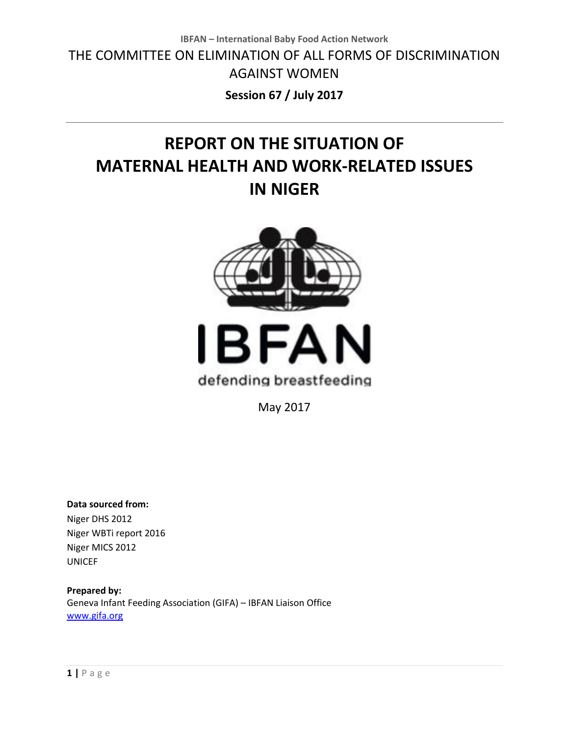**IBFAN – International Baby Food Action Network**

THE COMMITTEE ON ELIMINATION OF ALL FORMS OF DISCRIMINATION AGAINST WOMEN

**Session 67 / July 2017**

---

# REPORT ON THE SITUATION OF MATERNAL HEALTH AND WORK-RELATED ISSUES IN NIGER

IBFAN

defending breastfeeding

May 2017

**Data sourced from:**

Niger DHS 2012
Niger WBTi report 2016
Niger MICS 2012
UNICEF

**Prepared by:**

Geneva Infant Feeding Association (GIFA) – IBFAN Liaison Office
www.gifa.org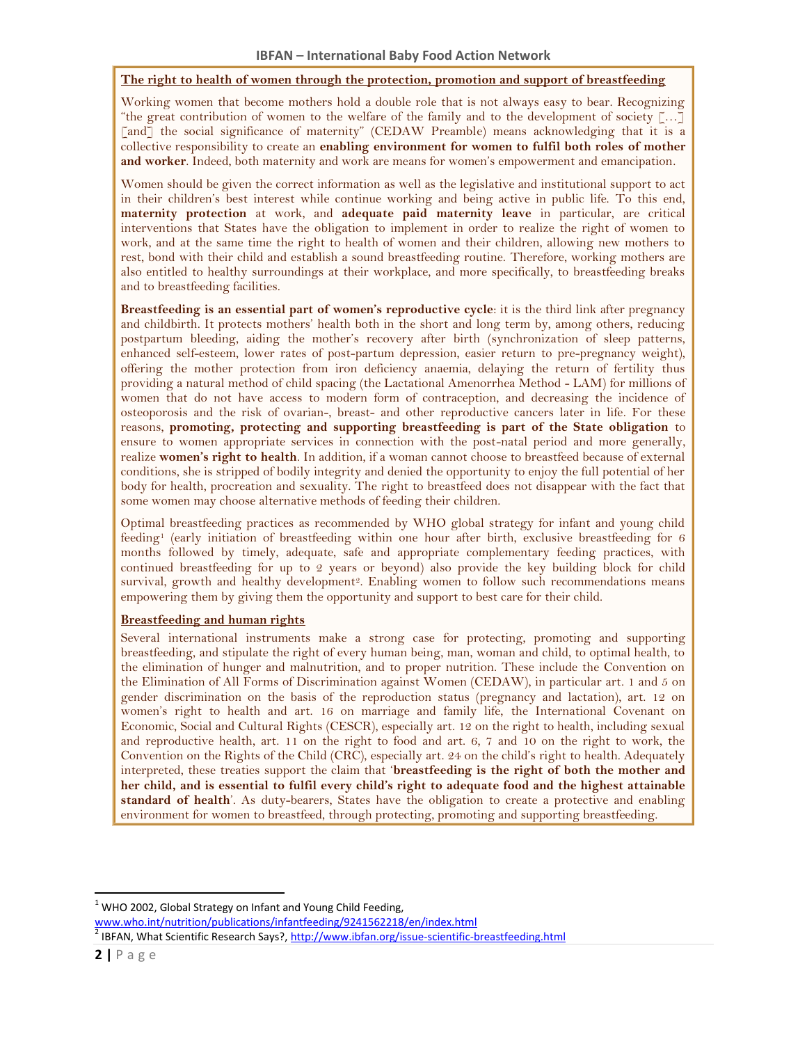## The right to health of women through the protection, promotion and support of breastfeeding

Working women that become mothers hold a double role that is not always easy to bear. Recognizing "the great contribution of women to the welfare of the family and to the development of society […] [and] the social significance of maternity" (CEDAW Preamble) means acknowledging that it is a collective responsibility to create an **enabling environment for women to fulfil both roles of mother and worker**. Indeed, both maternity and work are means for women's empowerment and emancipation.

Women should be given the correct information as well as the legislative and institutional support to act in their children's best interest while continue working and being active in public life. To this end, **maternity protection** at work, and **adequate paid maternity leave** in particular, are critical interventions that States have the obligation to implement in order to realize the right of women to work, and at the same time the right to health of women and their children, allowing new mothers to rest, bond with their child and establish a sound breastfeeding routine. Therefore, working mothers are also entitled to healthy surroundings at their workplace, and more specifically, to breastfeeding breaks and to breastfeeding facilities.

**Breastfeeding is an essential part of women's reproductive cycle**: it is the third link after pregnancy and childbirth. It protects mothers' health both in the short and long term by, among others, reducing postpartum bleeding, aiding the mother's recovery after birth (synchronization of sleep patterns, enhanced self-esteem, lower rates of post-partum depression, easier return to pre-pregnancy weight), offering the mother protection from iron deficiency anaemia, delaying the return of fertility thus providing a natural method of child spacing (the Lactational Amenorrhea Method - LAM) for millions of women that do not have access to modern form of contraception, and decreasing the incidence of osteoporosis and the risk of ovarian-, breast- and other reproductive cancers later in life. For these reasons, **promoting, protecting and supporting breastfeeding is part of the State obligation** to ensure to women appropriate services in connection with the post-natal period and more generally, realize **women's right to health**. In addition, if a woman cannot choose to breastfeed because of external conditions, she is stripped of bodily integrity and denied the opportunity to enjoy the full potential of her body for health, procreation and sexuality. The right to breastfeed does not disappear with the fact that some women may choose alternative methods of feeding their children.

Optimal breastfeeding practices as recommended by WHO global strategy for infant and young child feeding[1] (early initiation of breastfeeding within one hour after birth, exclusive breastfeeding for 6 months followed by timely, adequate, safe and appropriate complementary feeding practices, with continued breastfeeding for up to 2 years or beyond) also provide the key building block for child survival, growth and healthy development[2]. Enabling women to follow such recommendations means empowering them by giving them the opportunity and support to best care for their child.

## Breastfeeding and human rights

Several international instruments make a strong case for protecting, promoting and supporting breastfeeding, and stipulate the right of every human being, man, woman and child, to optimal health, to the elimination of hunger and malnutrition, and to proper nutrition. These include the Convention on the Elimination of All Forms of Discrimination against Women (CEDAW), in particular art. 1 and 5 on gender discrimination on the basis of the reproduction status (pregnancy and lactation), art. 12 on women's right to health and art. 16 on marriage and family life, the International Covenant on Economic, Social and Cultural Rights (CESCR), especially art. 12 on the right to health, including sexual and reproductive health, art. 11 on the right to food and art. 6, 7 and 10 on the right to work, the Convention on the Rights of the Child (CRC), especially art. 24 on the child's right to health. Adequately interpreted, these treaties support the claim that '**breastfeeding is the right of both the mother and her child, and is essential to fulfil every child's right to adequate food and the highest attainable standard of health**'. As duty-bearers, States have the obligation to create a protective and enabling environment for women to breastfeed, through protecting, promoting and supporting breastfeeding.

---

[1] WHO 2002, Global Strategy on Infant and Young Child Feeding, www.who.int/nutrition/publications/infantfeeding/9241562218/en/index.html

[2] IBFAN, What Scientific Research Says?, http://www.ibfan.org/issue-scientific-breastfeeding.html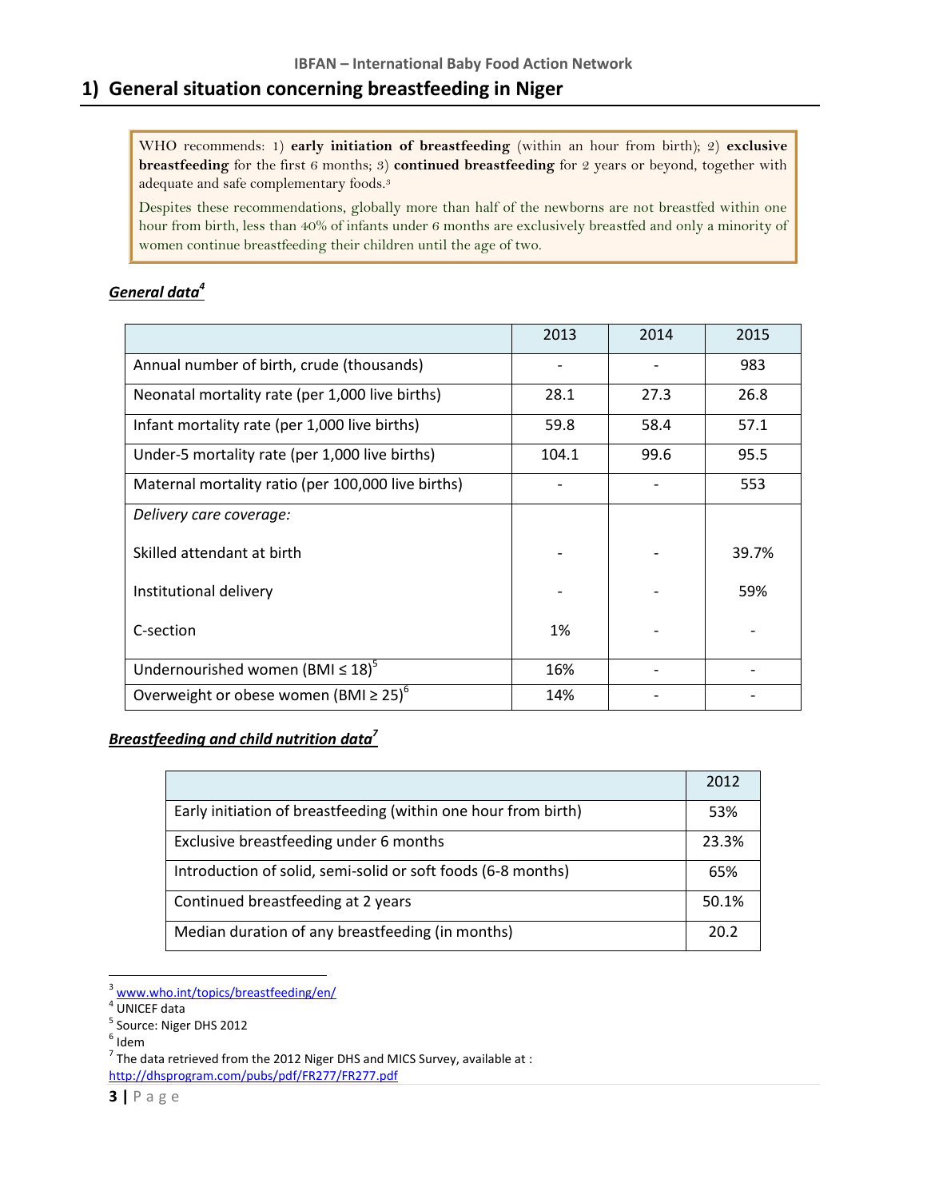## 1) General situation concerning breastfeeding in Niger

> WHO recommends: 1) **early initiation of breastfeeding** (within an hour from birth); 2) **exclusive breastfeeding** for the first 6 months; 3) **continued breastfeeding** for 2 years or beyond, together with adequate and safe complementary foods.[3]
>
> Despites these recommendations, globally more than half of the newborns are not breastfed within one hour from birth, less than 40% of infants under 6 months are exclusively breastfed and only a minority of women continue breastfeeding their children until the age of two.

***General data***[4]

| | 2013 | 2014 | 2015 |
|---|---|---|---|
| Annual number of birth, crude (thousands) | - | - | 983 |
| Neonatal mortality rate (per 1,000 live births) | 28.1 | 27.3 | 26.8 |
| Infant mortality rate (per 1,000 live births) | 59.8 | 58.4 | 57.1 |
| Under-5 mortality rate (per 1,000 live births) | 104.1 | 99.6 | 95.5 |
| Maternal mortality ratio (per 100,000 live births) | - | - | 553 |
| *Delivery care coverage:* | | | |
| Skilled attendant at birth | - | - | 39.7% |
| Institutional delivery | - | - | 59% |
| C-section | 1% | - | - |
| Undernourished women (BMI ≤ 18)[5] | 16% | - | - |
| Overweight or obese women (BMI ≥ 25)[6] | 14% | - | - |

***Breastfeeding and child nutrition data***[7]

| | 2012 |
|---|---|
| Early initiation of breastfeeding (within one hour from birth) | 53% |
| Exclusive breastfeeding under 6 months | 23.3% |
| Introduction of solid, semi-solid or soft foods (6-8 months) | 65% |
| Continued breastfeeding at 2 years | 50.1% |
| Median duration of any breastfeeding (in months) | 20.2 |

---

[3] www.who.int/topics/breastfeeding/en/

[4] UNICEF data

[5] Source: Niger DHS 2012

[6] Idem

[7] The data retrieved from the 2012 Niger DHS and MICS Survey, available at : http://dhsprogram.com/pubs/pdf/FR277/FR277.pdf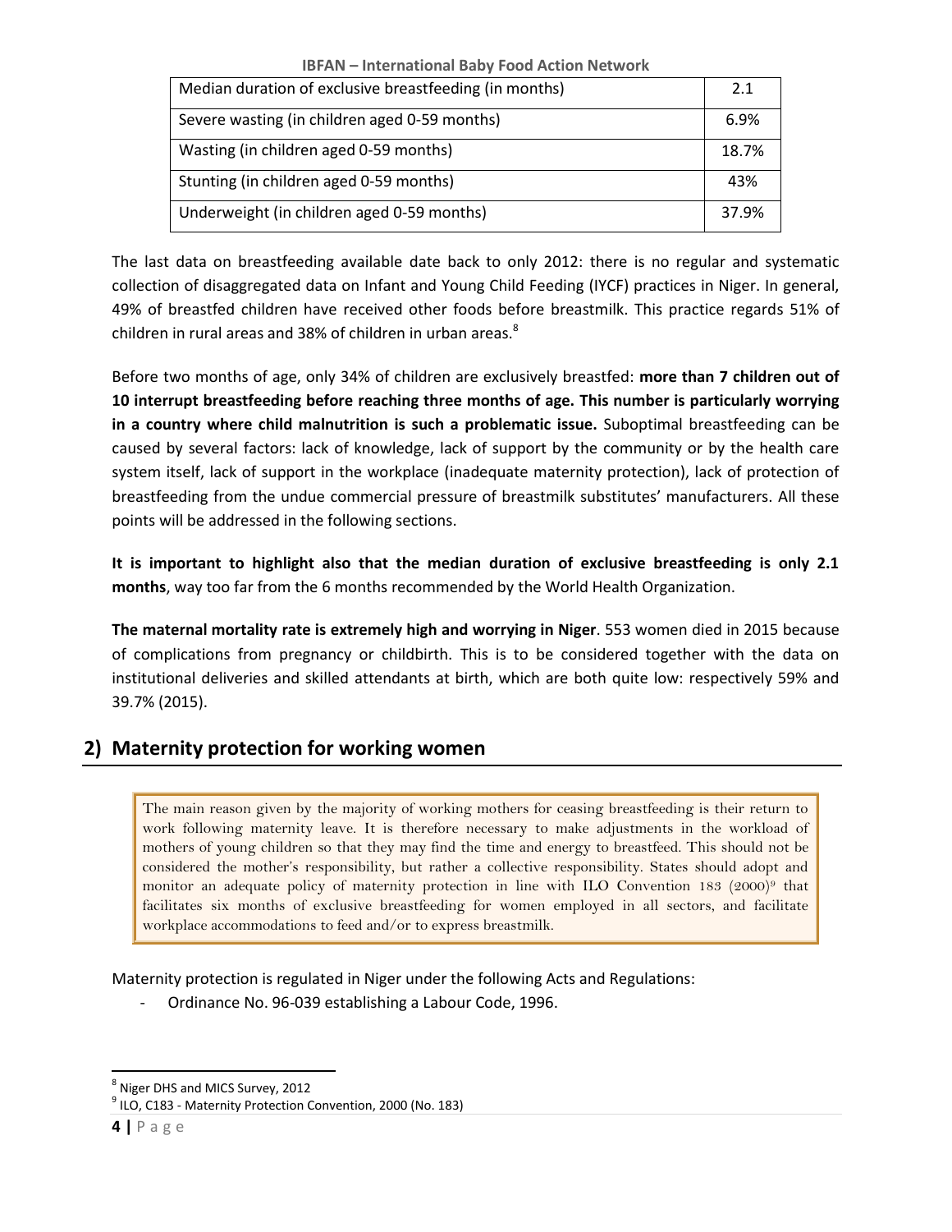| Median duration of exclusive breastfeeding (in months) | 2.1 |
| --- | --- |
| Severe wasting (in children aged 0-59 months) | 6.9% |
| Wasting (in children aged 0-59 months) | 18.7% |
| Stunting (in children aged 0-59 months) | 43% |
| Underweight (in children aged 0-59 months) | 37.9% |

The last data on breastfeeding available date back to only 2012: there is no regular and systematic collection of disaggregated data on Infant and Young Child Feeding (IYCF) practices in Niger. In general, 49% of breastfed children have received other foods before breastmilk. This practice regards 51% of children in rural areas and 38% of children in urban areas.[8]

Before two months of age, only 34% of children are exclusively breastfed: **more than 7 children out of 10 interrupt breastfeeding before reaching three months of age. This number is particularly worrying in a country where child malnutrition is such a problematic issue.** Suboptimal breastfeeding can be caused by several factors: lack of knowledge, lack of support by the community or by the health care system itself, lack of support in the workplace (inadequate maternity protection), lack of protection of breastfeeding from the undue commercial pressure of breastmilk substitutes' manufacturers. All these points will be addressed in the following sections.

**It is important to highlight also that the median duration of exclusive breastfeeding is only 2.1 months**, way too far from the 6 months recommended by the World Health Organization.

**The maternal mortality rate is extremely high and worrying in Niger**. 553 women died in 2015 because of complications from pregnancy or childbirth. This is to be considered together with the data on institutional deliveries and skilled attendants at birth, which are both quite low: respectively 59% and 39.7% (2015).

## 2) Maternity protection for working women

> The main reason given by the majority of working mothers for ceasing breastfeeding is their return to work following maternity leave. It is therefore necessary to make adjustments in the workload of mothers of young children so that they may find the time and energy to breastfeed. This should not be considered the mother's responsibility, but rather a collective responsibility. States should adopt and monitor an adequate policy of maternity protection in line with ILO Convention 183 (2000)[9] that facilitates six months of exclusive breastfeeding for women employed in all sectors, and facilitate workplace accommodations to feed and/or to express breastmilk.

Maternity protection is regulated in Niger under the following Acts and Regulations:

- Ordinance No. 96-039 establishing a Labour Code, 1996.

[8] Niger DHS and MICS Survey, 2012

[9] ILO, C183 - Maternity Protection Convention, 2000 (No. 183)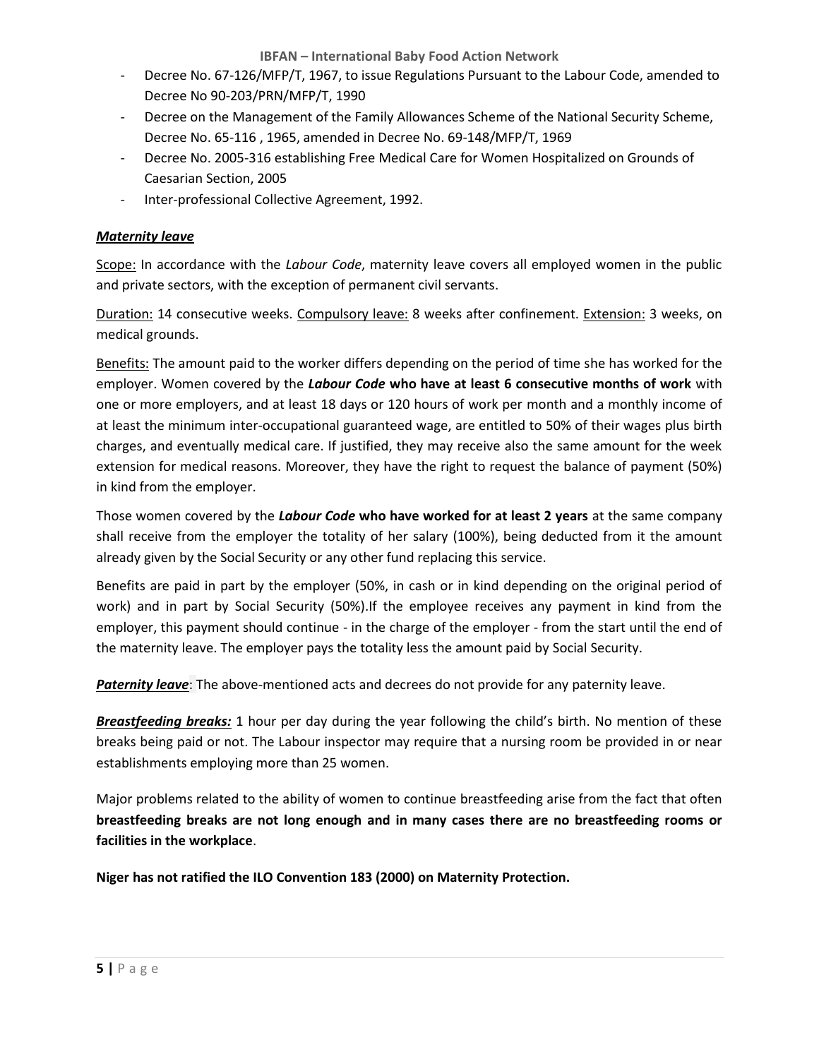- Decree No. 67-126/MFP/T, 1967, to issue Regulations Pursuant to the Labour Code, amended to Decree No 90-203/PRN/MFP/T, 1990
- Decree on the Management of the Family Allowances Scheme of the National Security Scheme, Decree No. 65-116 , 1965, amended in Decree No. 69-148/MFP/T, 1969
- Decree No. 2005-316 establishing Free Medical Care for Women Hospitalized on Grounds of Caesarian Section, 2005
- Inter-professional Collective Agreement, 1992.

***Maternity leave***

Scope: In accordance with the *Labour Code*, maternity leave covers all employed women in the public and private sectors, with the exception of permanent civil servants.

Duration: 14 consecutive weeks. Compulsory leave: 8 weeks after confinement. Extension: 3 weeks, on medical grounds.

Benefits: The amount paid to the worker differs depending on the period of time she has worked for the employer. Women covered by the ***Labour Code*** **who have at least 6 consecutive months of work** with one or more employers, and at least 18 days or 120 hours of work per month and a monthly income of at least the minimum inter-occupational guaranteed wage, are entitled to 50% of their wages plus birth charges, and eventually medical care. If justified, they may receive also the same amount for the week extension for medical reasons. Moreover, they have the right to request the balance of payment (50%) in kind from the employer.

Those women covered by the ***Labour Code*** **who have worked for at least 2 years** at the same company shall receive from the employer the totality of her salary (100%), being deducted from it the amount already given by the Social Security or any other fund replacing this service.

Benefits are paid in part by the employer (50%, in cash or in kind depending on the original period of work) and in part by Social Security (50%).If the employee receives any payment in kind from the employer, this payment should continue - in the charge of the employer - from the start until the end of the maternity leave. The employer pays the totality less the amount paid by Social Security.

***Paternity leave***: The above-mentioned acts and decrees do not provide for any paternity leave.

***Breastfeeding breaks:*** 1 hour per day during the year following the child's birth. No mention of these breaks being paid or not. The Labour inspector may require that a nursing room be provided in or near establishments employing more than 25 women.

Major problems related to the ability of women to continue breastfeeding arise from the fact that often **breastfeeding breaks are not long enough and in many cases there are no breastfeeding rooms or facilities in the workplace**.

**Niger has not ratified the ILO Convention 183 (2000) on Maternity Protection.**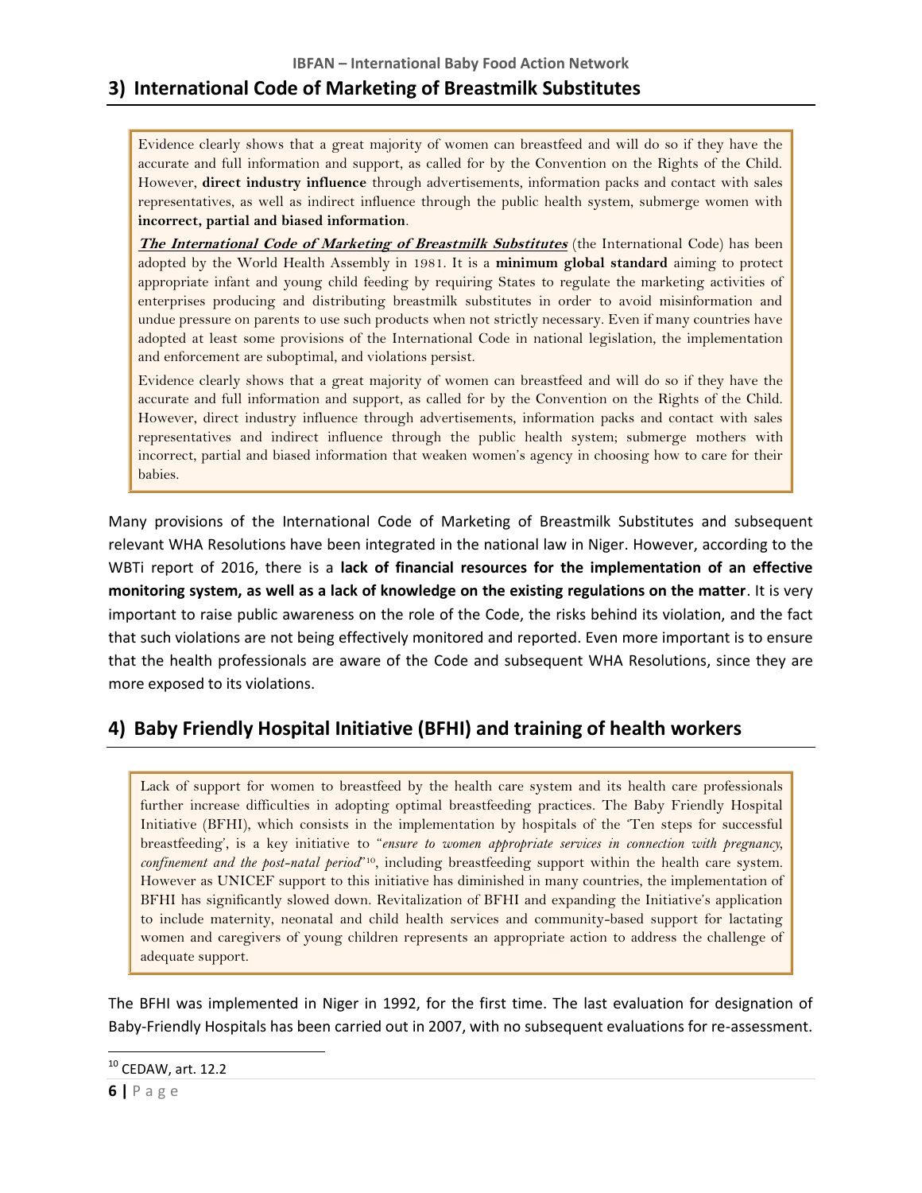## 3) International Code of Marketing of Breastmilk Substitutes

> Evidence clearly shows that a great majority of women can breastfeed and will do so if they have the accurate and full information and support, as called for by the Convention on the Rights of the Child. However, **direct industry influence** through advertisements, information packs and contact with sales representatives, as well as indirect influence through the public health system, submerge women with **incorrect, partial and biased information**.
>
> ***The International Code of Marketing of Breastmilk Substitutes*** (the International Code) has been adopted by the World Health Assembly in 1981. It is a **minimum global standard** aiming to protect appropriate infant and young child feeding by requiring States to regulate the marketing activities of enterprises producing and distributing breastmilk substitutes in order to avoid misinformation and undue pressure on parents to use such products when not strictly necessary. Even if many countries have adopted at least some provisions of the International Code in national legislation, the implementation and enforcement are suboptimal, and violations persist.
>
> Evidence clearly shows that a great majority of women can breastfeed and will do so if they have the accurate and full information and support, as called for by the Convention on the Rights of the Child. However, direct industry influence through advertisements, information packs and contact with sales representatives and indirect influence through the public health system; submerge mothers with incorrect, partial and biased information that weaken women's agency in choosing how to care for their babies.

Many provisions of the International Code of Marketing of Breastmilk Substitutes and subsequent relevant WHA Resolutions have been integrated in the national law in Niger. However, according to the WBTi report of 2016, there is a **lack of financial resources for the implementation of an effective monitoring system, as well as a lack of knowledge on the existing regulations on the matter**. It is very important to raise public awareness on the role of the Code, the risks behind its violation, and the fact that such violations are not being effectively monitored and reported. Even more important is to ensure that the health professionals are aware of the Code and subsequent WHA Resolutions, since they are more exposed to its violations.

## 4) Baby Friendly Hospital Initiative (BFHI) and training of health workers

> Lack of support for women to breastfeed by the health care system and its health care professionals further increase difficulties in adopting optimal breastfeeding practices. The Baby Friendly Hospital Initiative (BFHI), which consists in the implementation by hospitals of the 'Ten steps for successful breastfeeding', is a key initiative to "*ensure to women appropriate services in connection with pregnancy, confinement and the post-natal period*"[10], including breastfeeding support within the health care system. However as UNICEF support to this initiative has diminished in many countries, the implementation of BFHI has significantly slowed down. Revitalization of BFHI and expanding the Initiative's application to include maternity, neonatal and child health services and community-based support for lactating women and caregivers of young children represents an appropriate action to address the challenge of adequate support.

The BFHI was implemented in Niger in 1992, for the first time. The last evaluation for designation of Baby-Friendly Hospitals has been carried out in 2007, with no subsequent evaluations for re-assessment.

---

[10] CEDAW, art. 12.2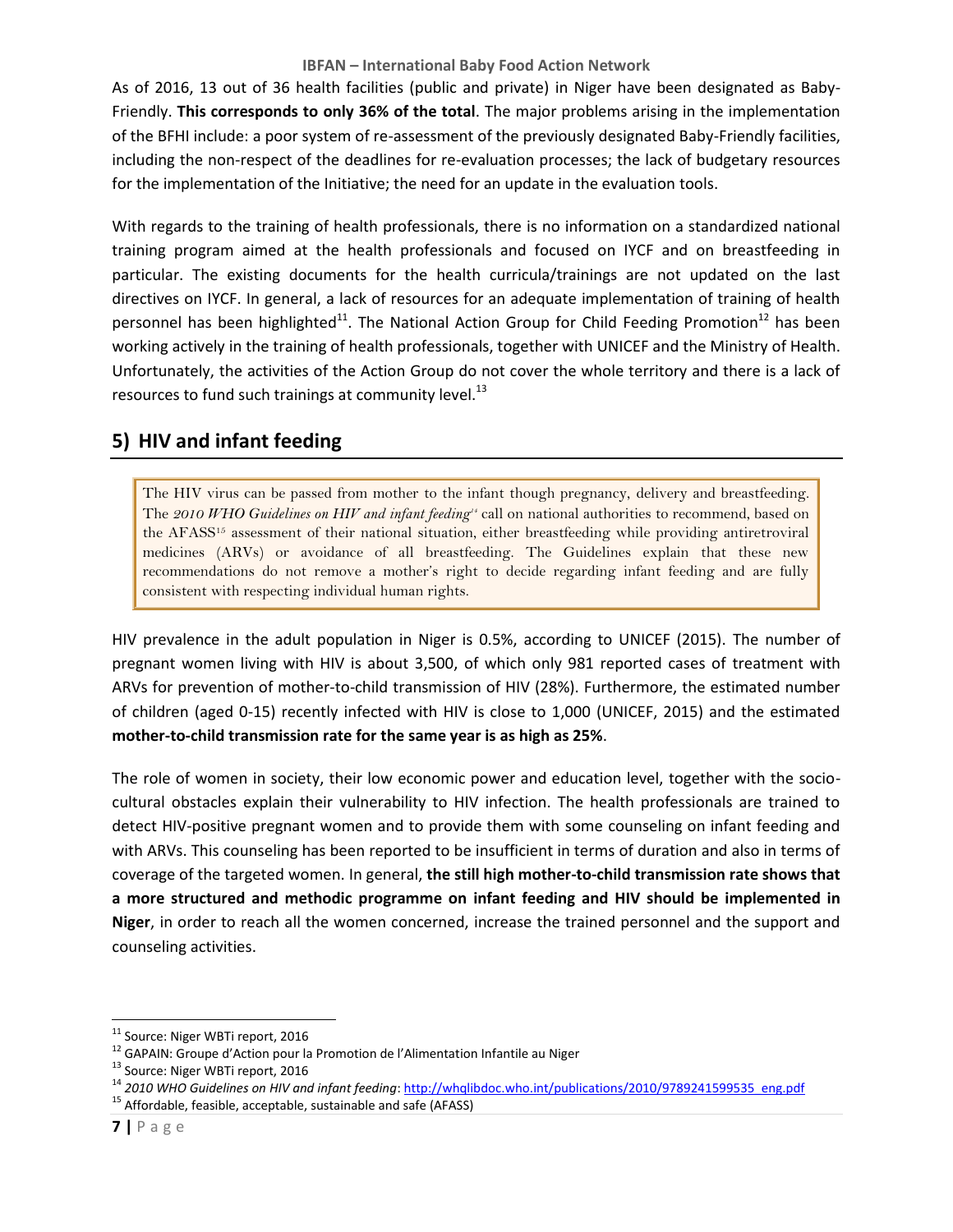As of 2016, 13 out of 36 health facilities (public and private) in Niger have been designated as Baby-Friendly. **This corresponds to only 36% of the total**. The major problems arising in the implementation of the BFHI include: a poor system of re-assessment of the previously designated Baby-Friendly facilities, including the non-respect of the deadlines for re-evaluation processes; the lack of budgetary resources for the implementation of the Initiative; the need for an update in the evaluation tools.

With regards to the training of health professionals, there is no information on a standardized national training program aimed at the health professionals and focused on IYCF and on breastfeeding in particular. The existing documents for the health curricula/trainings are not updated on the last directives on IYCF. In general, a lack of resources for an adequate implementation of training of health personnel has been highlighted[11]. The National Action Group for Child Feeding Promotion[12] has been working actively in the training of health professionals, together with UNICEF and the Ministry of Health. Unfortunately, the activities of the Action Group do not cover the whole territory and there is a lack of resources to fund such trainings at community level.[13]

## 5) HIV and infant feeding

> The HIV virus can be passed from mother to the infant though pregnancy, delivery and breastfeeding. The *2010 WHO Guidelines on HIV and infant feeding*[14] call on national authorities to recommend, based on the AFASS[15] assessment of their national situation, either breastfeeding while providing antiretroviral medicines (ARVs) or avoidance of all breastfeeding. The Guidelines explain that these new recommendations do not remove a mother's right to decide regarding infant feeding and are fully consistent with respecting individual human rights.

HIV prevalence in the adult population in Niger is 0.5%, according to UNICEF (2015). The number of pregnant women living with HIV is about 3,500, of which only 981 reported cases of treatment with ARVs for prevention of mother-to-child transmission of HIV (28%). Furthermore, the estimated number of children (aged 0-15) recently infected with HIV is close to 1,000 (UNICEF, 2015) and the estimated **mother-to-child transmission rate for the same year is as high as 25%**.

The role of women in society, their low economic power and education level, together with the socio-cultural obstacles explain their vulnerability to HIV infection. The health professionals are trained to detect HIV-positive pregnant women and to provide them with some counseling on infant feeding and with ARVs. This counseling has been reported to be insufficient in terms of duration and also in terms of coverage of the targeted women. In general, **the still high mother-to-child transmission rate shows that a more structured and methodic programme on infant feeding and HIV should be implemented in Niger**, in order to reach all the women concerned, increase the trained personnel and the support and counseling activities.

---

[11] Source: Niger WBTi report, 2016

[12] GAPAIN: Groupe d'Action pour la Promotion de l'Alimentation Infantile au Niger

[13] Source: Niger WBTi report, 2016

[14] *2010 WHO Guidelines on HIV and infant feeding*: http://whqlibdoc.who.int/publications/2010/9789241599535_eng.pdf

[15] Affordable, feasible, acceptable, sustainable and safe (AFASS)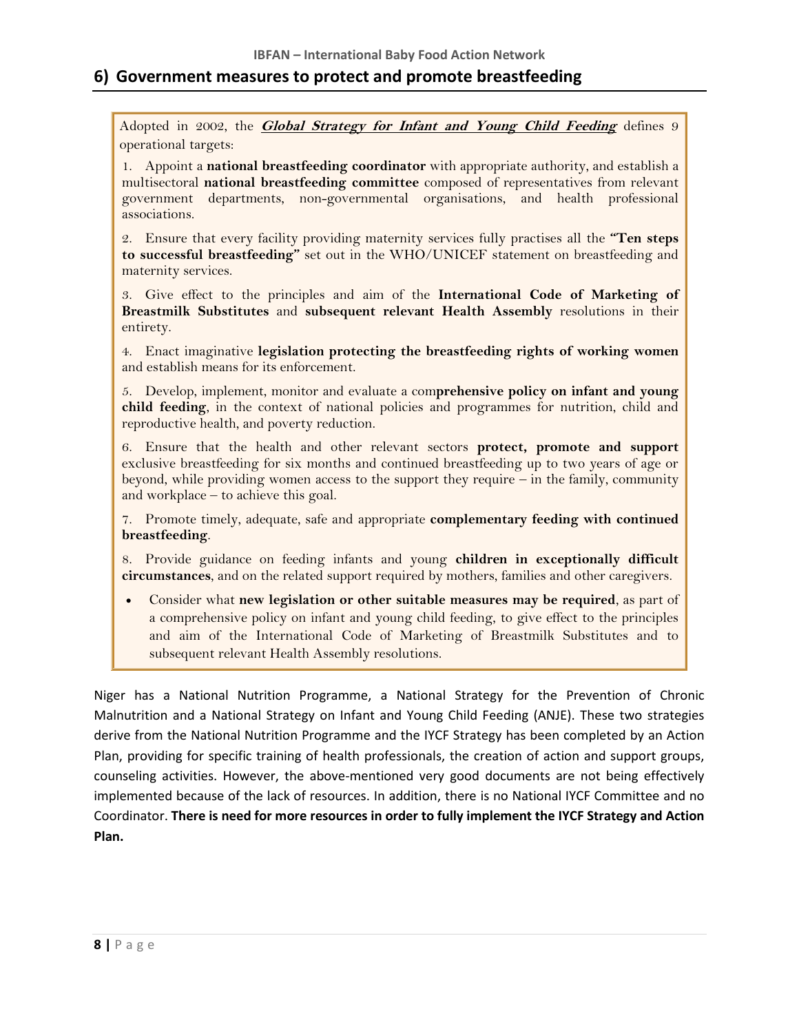## 6) Government measures to protect and promote breastfeeding

Adopted in 2002, the ***Global Strategy for Infant and Young Child Feeding*** defines 9 operational targets:

1. Appoint a **national breastfeeding coordinator** with appropriate authority, and establish a multisectoral **national breastfeeding committee** composed of representatives from relevant government departments, non-governmental organisations, and health professional associations.

2. Ensure that every facility providing maternity services fully practises all the **"Ten steps to successful breastfeeding"** set out in the WHO/UNICEF statement on breastfeeding and maternity services.

3. Give effect to the principles and aim of the **International Code of Marketing of Breastmilk Substitutes** and **subsequent relevant Health Assembly** resolutions in their entirety.

4. Enact imaginative **legislation protecting the breastfeeding rights of working women** and establish means for its enforcement.

5. Develop, implement, monitor and evaluate a com**prehensive policy on infant and young child feeding**, in the context of national policies and programmes for nutrition, child and reproductive health, and poverty reduction.

6. Ensure that the health and other relevant sectors **protect, promote and support** exclusive breastfeeding for six months and continued breastfeeding up to two years of age or beyond, while providing women access to the support they require – in the family, community and workplace – to achieve this goal.

7. Promote timely, adequate, safe and appropriate **complementary feeding with continued breastfeeding**.

8. Provide guidance on feeding infants and young **children in exceptionally difficult circumstances**, and on the related support required by mothers, families and other caregivers.

- Consider what **new legislation or other suitable measures may be required**, as part of a comprehensive policy on infant and young child feeding, to give effect to the principles and aim of the International Code of Marketing of Breastmilk Substitutes and to subsequent relevant Health Assembly resolutions.

Niger has a National Nutrition Programme, a National Strategy for the Prevention of Chronic Malnutrition and a National Strategy on Infant and Young Child Feeding (ANJE). These two strategies derive from the National Nutrition Programme and the IYCF Strategy has been completed by an Action Plan, providing for specific training of health professionals, the creation of action and support groups, counseling activities. However, the above-mentioned very good documents are not being effectively implemented because of the lack of resources. In addition, there is no National IYCF Committee and no Coordinator. **There is need for more resources in order to fully implement the IYCF Strategy and Action Plan.**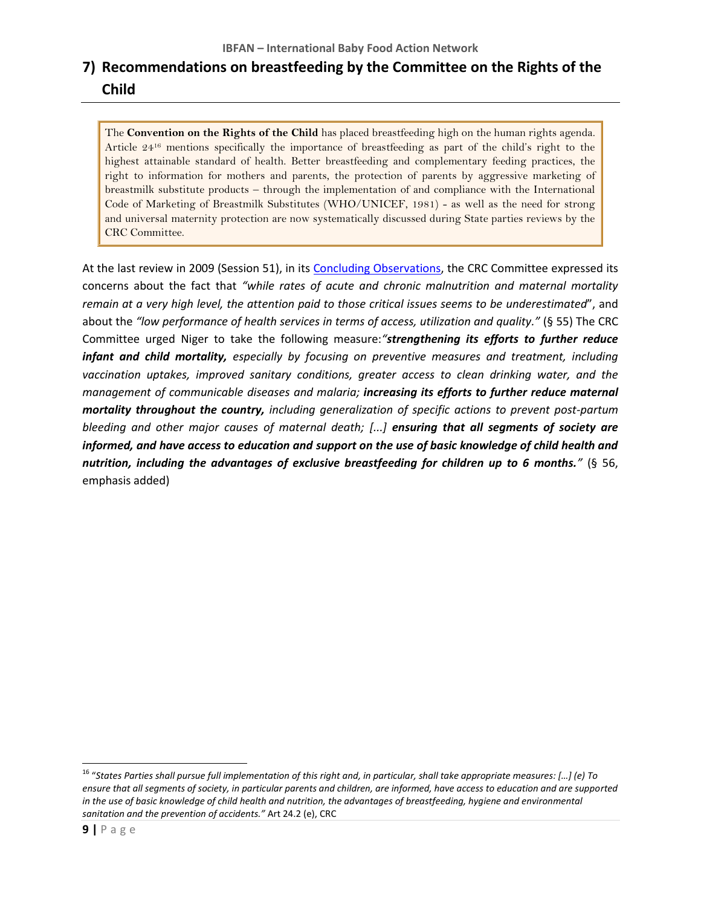## 7) Recommendations on breastfeeding by the Committee on the Rights of the Child

> The **Convention on the Rights of the Child** has placed breastfeeding high on the human rights agenda. Article 24[16] mentions specifically the importance of breastfeeding as part of the child's right to the highest attainable standard of health. Better breastfeeding and complementary feeding practices, the right to information for mothers and parents, the protection of parents by aggressive marketing of breastmilk substitute products – through the implementation of and compliance with the International Code of Marketing of Breastmilk Substitutes (WHO/UNICEF, 1981) - as well as the need for strong and universal maternity protection are now systematically discussed during State parties reviews by the CRC Committee.

At the last review in 2009 (Session 51), in its Concluding Observations, the CRC Committee expressed its concerns about the fact that *"while rates of acute and chronic malnutrition and maternal mortality remain at a very high level, the attention paid to those critical issues seems to be underestimated*", and about the *"low performance of health services in terms of access, utilization and quality."* (§ 55) The CRC Committee urged Niger to take the following measure:*"**strengthening its efforts to further reduce infant and child mortality,** especially by focusing on preventive measures and treatment, including vaccination uptakes, improved sanitary conditions, greater access to clean drinking water, and the management of communicable diseases and malaria; **increasing its efforts to further reduce maternal mortality throughout the country,** including generalization of specific actions to prevent post-partum bleeding and other major causes of maternal death; [...] **ensuring that all segments of society are informed, and have access to education and support on the use of basic knowledge of child health and nutrition, including the advantages of exclusive breastfeeding for children up to 6 months.**"* (§ 56, emphasis added)

---

[16] *"States Parties shall pursue full implementation of this right and, in particular, shall take appropriate measures: […] (e) To ensure that all segments of society, in particular parents and children, are informed, have access to education and are supported in the use of basic knowledge of child health and nutrition, the advantages of breastfeeding, hygiene and environmental sanitation and the prevention of accidents."* Art 24.2 (e), CRC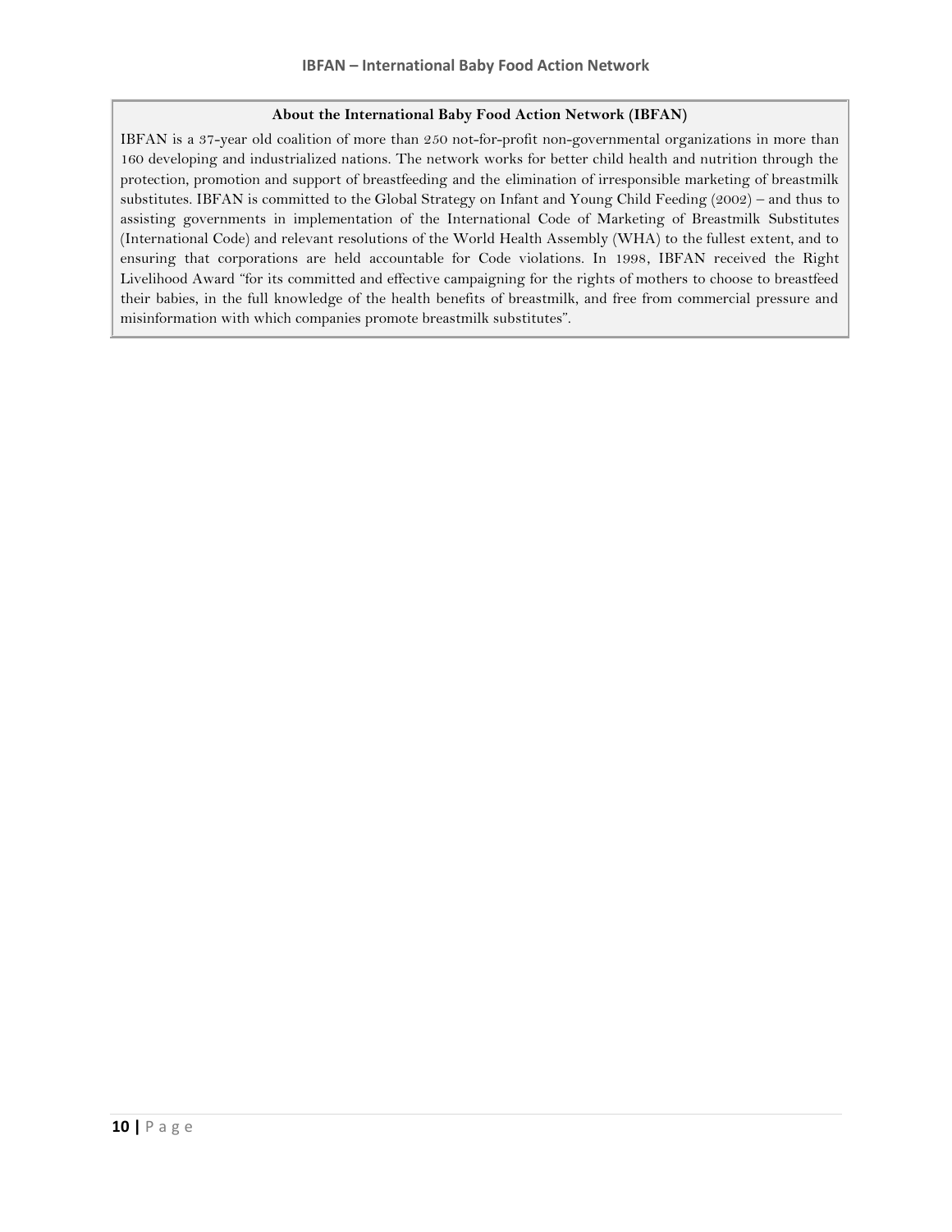**About the International Baby Food Action Network (IBFAN)**

IBFAN is a 37-year old coalition of more than 250 not-for-profit non-governmental organizations in more than 160 developing and industrialized nations. The network works for better child health and nutrition through the protection, promotion and support of breastfeeding and the elimination of irresponsible marketing of breastmilk substitutes. IBFAN is committed to the Global Strategy on Infant and Young Child Feeding (2002) – and thus to assisting governments in implementation of the International Code of Marketing of Breastmilk Substitutes (International Code) and relevant resolutions of the World Health Assembly (WHA) to the fullest extent, and to ensuring that corporations are held accountable for Code violations. In 1998, IBFAN received the Right Livelihood Award "for its committed and effective campaigning for the rights of mothers to choose to breastfeed their babies, in the full knowledge of the health benefits of breastmilk, and free from commercial pressure and misinformation with which companies promote breastmilk substitutes".